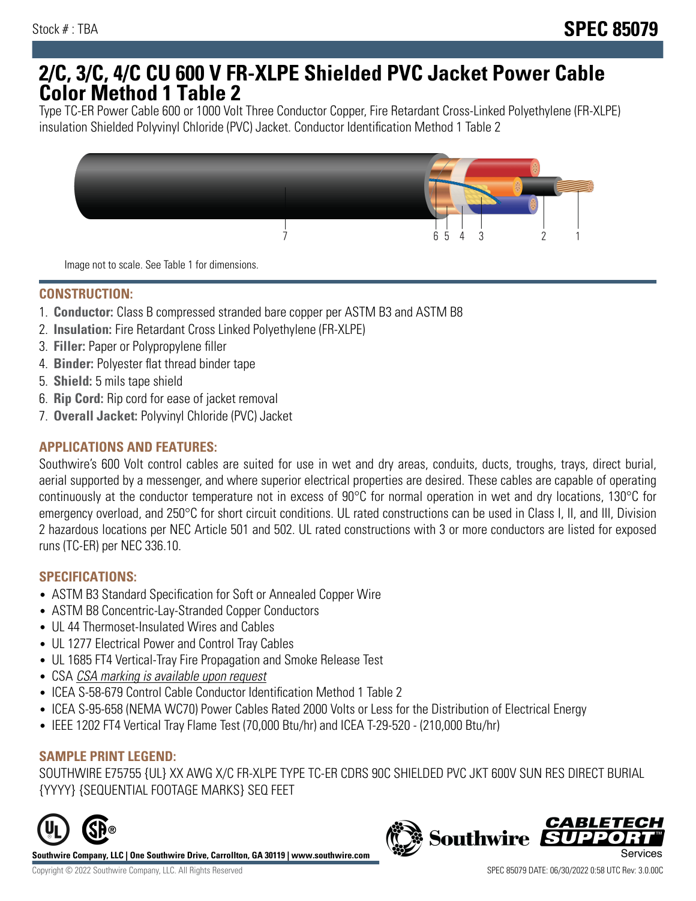Stock # : TBA

**SPEC 85079**

# 2/C, 3/C, 4/C CU 600 V FR-XLPE Shielded PVC Jacket Power Cable Color Method 1 Table 2

Type TC-ER Power Cable 600 or 1000 Volt Three Conductor Copper, Fire Retardant Cross-Linked Polyethylene (FR-XLPE) insulation Shielded Polyvinyl Chloride (PVC) Jacket. Conductor Identification Method 1 Table 2

Image not to scale. See Table 1 for dimensions.

## CONSTRUCTION:

1. **Conductor:** Class B compressed stranded bare copper per ASTM B3 and ASTM B8
2. **Insulation:** Fire Retardant Cross Linked Polyethylene (FR-XLPE)
3. **Filler:** Paper or Polypropylene filler
4. **Binder:** Polyester flat thread binder tape
5. **Shield:** 5 mils tape shield
6. **Rip Cord:** Rip cord for ease of jacket removal
7. **Overall Jacket:** Polyvinyl Chloride (PVC) Jacket

## APPLICATIONS AND FEATURES:

Southwire's 600 Volt control cables are suited for use in wet and dry areas, conduits, ducts, troughs, trays, direct burial, aerial supported by a messenger, and where superior electrical properties are desired. These cables are capable of operating continuously at the conductor temperature not in excess of 90°C for normal operation in wet and dry locations, 130°C for emergency overload, and 250°C for short circuit conditions. UL rated constructions can be used in Class I, II, and III, Division 2 hazardous locations per NEC Article 501 and 502. UL rated constructions with 3 or more conductors are listed for exposed runs (TC-ER) per NEC 336.10.

## SPECIFICATIONS:

- ASTM B3 Standard Specification for Soft or Annealed Copper Wire
- ASTM B8 Concentric-Lay-Stranded Copper Conductors
- UL 44 Thermoset-Insulated Wires and Cables
- UL 1277 Electrical Power and Control Tray Cables
- UL 1685 FT4 Vertical-Tray Fire Propagation and Smoke Release Test
- CSA *CSA marking is available upon request*
- ICEA S-58-679 Control Cable Conductor Identification Method 1 Table 2
- ICEA S-95-658 (NEMA WC70) Power Cables Rated 2000 Volts or Less for the Distribution of Electrical Energy
- IEEE 1202 FT4 Vertical Tray Flame Test (70,000 Btu/hr) and ICEA T-29-520 - (210,000 Btu/hr)

## SAMPLE PRINT LEGEND:

SOUTHWIRE E75755 {UL} XX AWG X/C FR-XLPE TYPE TC-ER CDRS 90C SHIELDED PVC JKT 600V SUN RES DIRECT BURIAL {YYYY} {SEQUENTIAL FOOTAGE MARKS} SEQ FEET

**Southwire Company, LLC | One Southwire Drive, Carrollton, GA 30119 | www.southwire.com**

Copyright © 2022 Southwire Company, LLC. All Rights Reserved

SPEC 85079 DATE: 06/30/2022 0:58 UTC Rev: 3.0.00C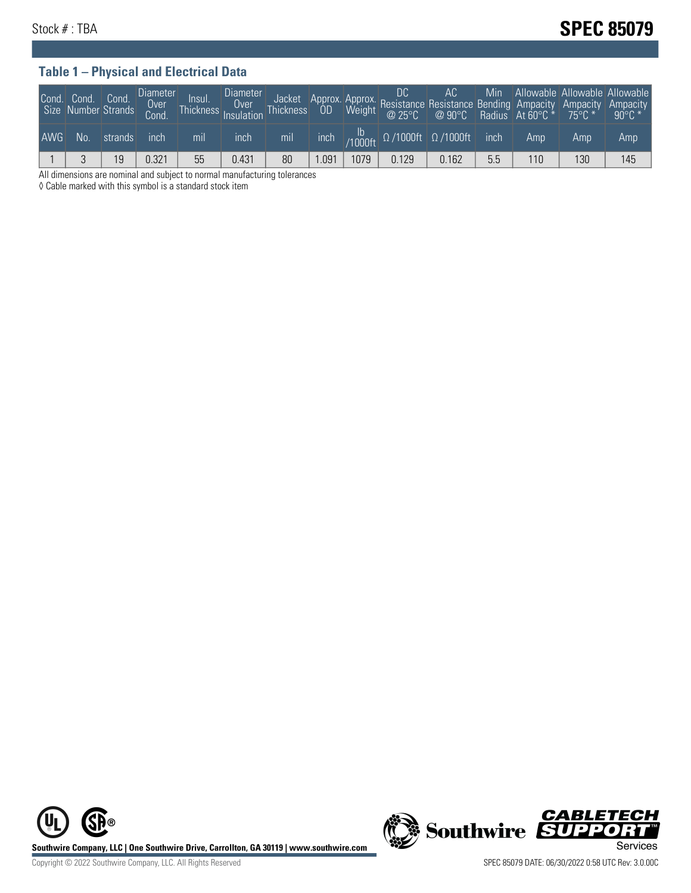Stock # : TBA

# SPEC 85079

### Table 1 – Physical and Electrical Data

| Cond. Size | Cond. Number | Cond. Strands | Diameter Over Cond. | Insul. Thickness | Diameter Over Insulation | Jacket Thickness | Approx. OD | Approx. Weight | DC Resistance @ 25°C | AC Resistance @ 90°C | Min Bending Radius | Allowable Ampacity At 60°C * | Allowable Ampacity 75°C * | Allowable Ampacity 90°C * |
|---|---|---|---|---|---|---|---|---|---|---|---|---|---|---|
| AWG | No. | strands | inch | mil | inch | mil | inch | lb /1000ft | Ω /1000ft | Ω /1000ft | inch | Amp | Amp | Amp |
| 1 | 3 | 19 | 0.321 | 55 | 0.431 | 80 | 1.091 | 1079 | 0.129 | 0.162 | 5.5 | 110 | 130 | 145 |

All dimensions are nominal and subject to normal manufacturing tolerances

◊ Cable marked with this symbol is a standard stock item

Southwire Company, LLC | One Southwire Drive, Carrollton, GA 30119 | www.southwire.com

Copyright © 2022 Southwire Company, LLC. All Rights Reserved

SPEC 85079 DATE: 06/30/2022 0:58 UTC Rev: 3.0.00C